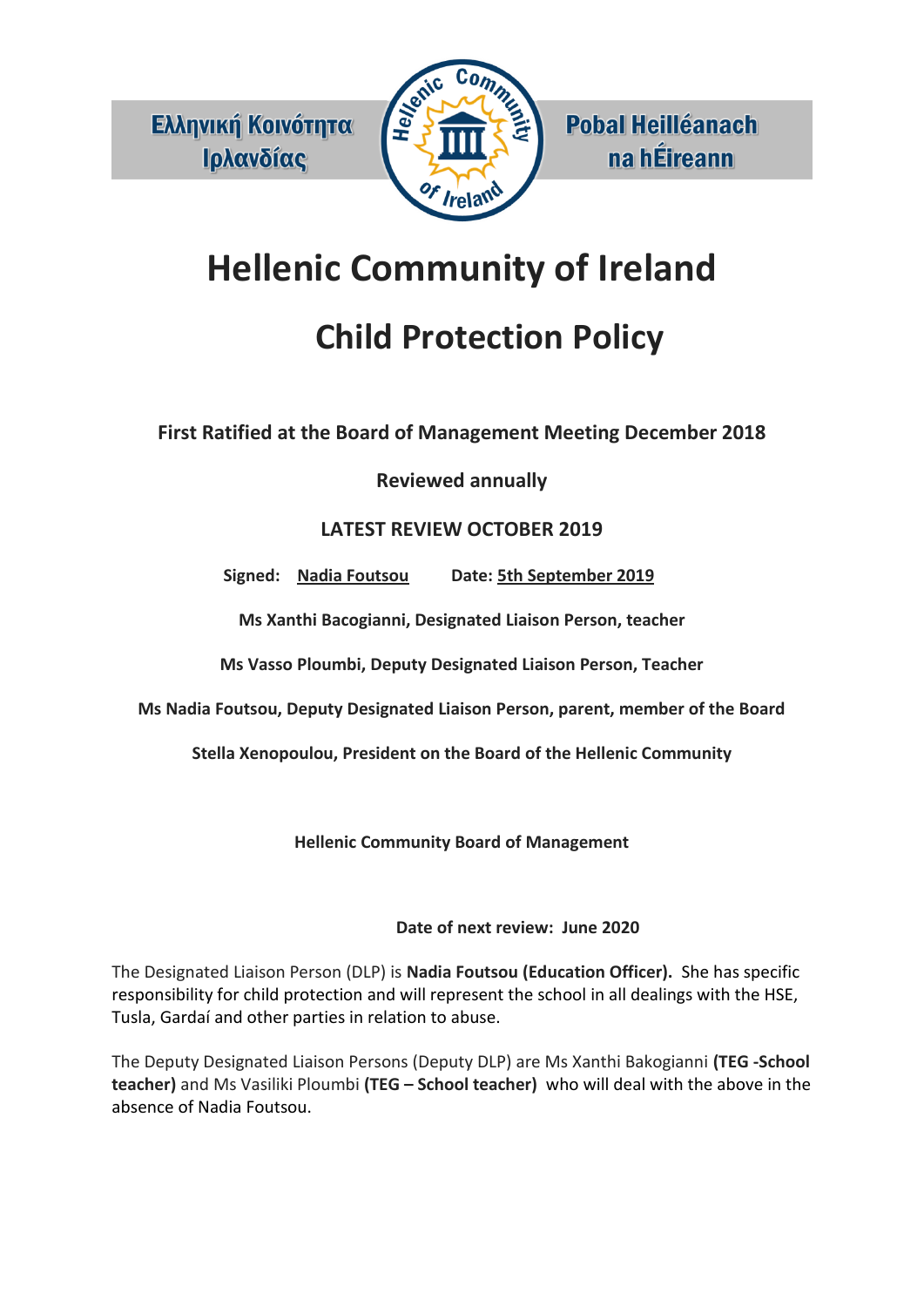Ελληνική Κοινότητα Ιρλανδίας

Pobal Heilléanach na hÉireann

# Hellenic Community of Ireland

# Child Protection Policy

**First Ratified at the Board of Management Meeting December 2018**

**Reviewed annually**

**LATEST REVIEW OCTOBER 2019**

**Signed:** **Nadia Foutsou** **Date:** **5th September 2019**

**Ms Xanthi Bacogianni, Designated Liaison Person, teacher**

**Ms Vasso Ploumbi, Deputy Designated Liaison Person, Teacher**

**Ms Nadia Foutsou, Deputy Designated Liaison Person, parent, member of the Board**

**Stella Xenopoulou, President on the Board of the Hellenic Community**

**Hellenic Community Board of Management**

**Date of next review: June 2020**

The Designated Liaison Person (DLP) is **Nadia Foutsou (Education Officer).** She has specific responsibility for child protection and will represent the school in all dealings with the HSE, Tusla, Gardaí and other parties in relation to abuse.

The Deputy Designated Liaison Persons (Deputy DLP) are Ms Xanthi Bakogianni **(TEG -School teacher)** and Ms Vasiliki Ploumbi **(TEG – School teacher)** who will deal with the above in the absence of Nadia Foutsou.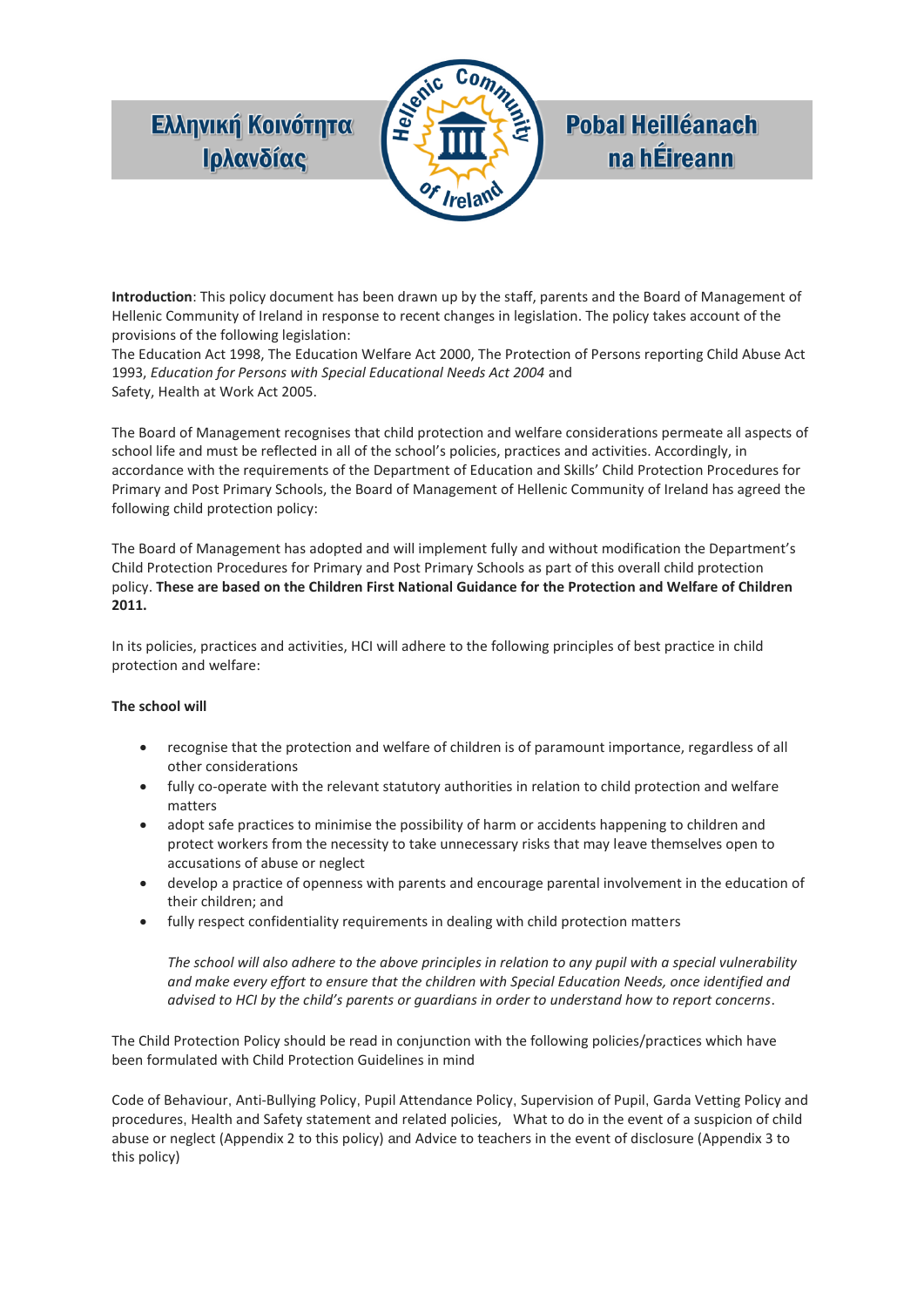Ελληνική Κοινότητα Ιρλανδίας

Pobal Heilléanach na hÉireann

**Introduction**: This policy document has been drawn up by the staff, parents and the Board of Management of Hellenic Community of Ireland in response to recent changes in legislation. The policy takes account of the provisions of the following legislation:
The Education Act 1998, The Education Welfare Act 2000, The Protection of Persons reporting Child Abuse Act 1993, *Education for Persons with Special Educational Needs Act 2004* and
Safety, Health at Work Act 2005.

The Board of Management recognises that child protection and welfare considerations permeate all aspects of school life and must be reflected in all of the school's policies, practices and activities. Accordingly, in accordance with the requirements of the Department of Education and Skills' Child Protection Procedures for Primary and Post Primary Schools, the Board of Management of Hellenic Community of Ireland has agreed the following child protection policy:

The Board of Management has adopted and will implement fully and without modification the Department's Child Protection Procedures for Primary and Post Primary Schools as part of this overall child protection policy. **These are based on the Children First National Guidance for the Protection and Welfare of Children 2011.**

In its policies, practices and activities, HCI will adhere to the following principles of best practice in child protection and welfare:

**The school will**

- recognise that the protection and welfare of children is of paramount importance, regardless of all other considerations
- fully co-operate with the relevant statutory authorities in relation to child protection and welfare matters
- adopt safe practices to minimise the possibility of harm or accidents happening to children and protect workers from the necessity to take unnecessary risks that may leave themselves open to accusations of abuse or neglect
- develop a practice of openness with parents and encourage parental involvement in the education of their children; and
- fully respect confidentiality requirements in dealing with child protection matters

*The school will also adhere to the above principles in relation to any pupil with a special vulnerability and make every effort to ensure that the children with Special Education Needs, once identified and advised to HCI by the child's parents or guardians in order to understand how to report concerns*.

The Child Protection Policy should be read in conjunction with the following policies/practices which have been formulated with Child Protection Guidelines in mind

Code of Behaviour, Anti-Bullying Policy, Pupil Attendance Policy, Supervision of Pupil, Garda Vetting Policy and procedures, Health and Safety statement and related policies, What to do in the event of a suspicion of child abuse or neglect (Appendix 2 to this policy) and Advice to teachers in the event of disclosure (Appendix 3 to this policy)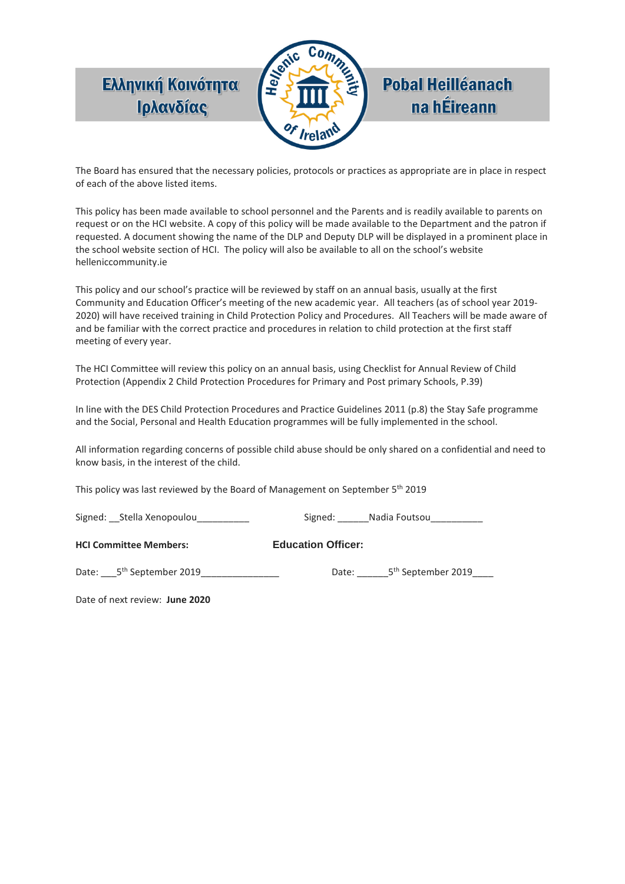The Board has ensured that the necessary policies, protocols or practices as appropriate are in place in respect of each of the above listed items.

This policy has been made available to school personnel and the Parents and is readily available to parents on request or on the HCI website. A copy of this policy will be made available to the Department and the patron if requested. A document showing the name of the DLP and Deputy DLP will be displayed in a prominent place in the school website section of HCI. The policy will also be available to all on the school's website helleniccommunity.ie

This policy and our school's practice will be reviewed by staff on an annual basis, usually at the first Community and Education Officer's meeting of the new academic year. All teachers (as of school year 2019-2020) will have received training in Child Protection Policy and Procedures. All Teachers will be made aware of and be familiar with the correct practice and procedures in relation to child protection at the first staff meeting of every year.

The HCI Committee will review this policy on an annual basis, using Checklist for Annual Review of Child Protection (Appendix 2 Child Protection Procedures for Primary and Post primary Schools, P.39)

In line with the DES Child Protection Procedures and Practice Guidelines 2011 (p.8) the Stay Safe programme and the Social, Personal and Health Education programmes will be fully implemented in the school.

All information regarding concerns of possible child abuse should be only shared on a confidential and need to know basis, in the interest of the child.

This policy was last reviewed by the Board of Management on September 5th 2019

Signed: __Stella Xenopoulou__________ Signed: ______Nadia Foutsou__________

**HCI Committee Members:** **Education Officer:**

Date: ___5th September 2019_______________ Date: ______5th September 2019____

Date of next review: **June 2020**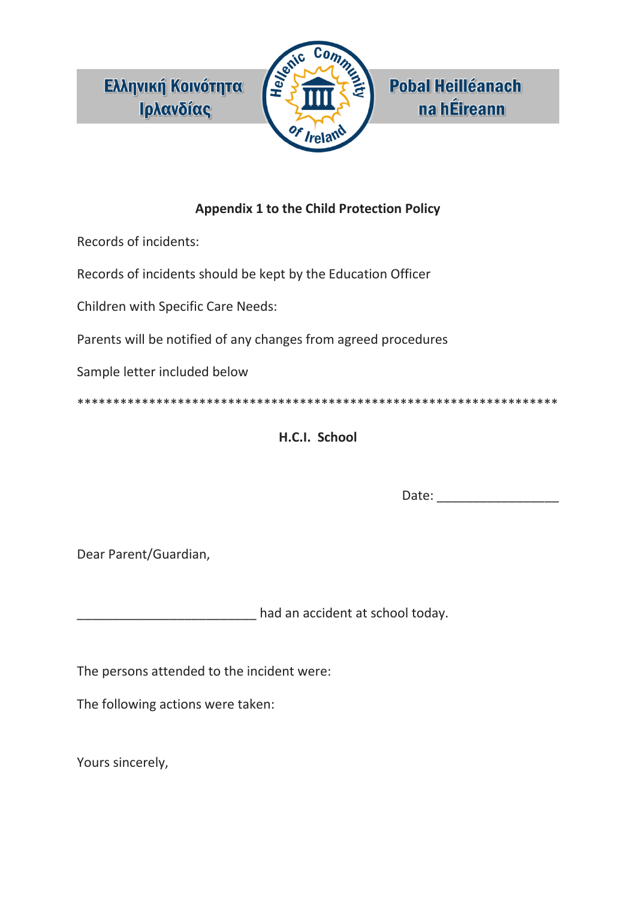Ελληνική Κοινότητα Ιρλανδίας

Pobal Heilléanach na hÉireann

**Appendix 1 to the Child Protection Policy**

Records of incidents:

Records of incidents should be kept by the Education Officer

Children with Specific Care Needs:

Parents will be notified of any changes from agreed procedures

Sample letter included below

*****************************************************************

**H.C.I. School**

Date: _________________

Dear Parent/Guardian,

_________________________ had an accident at school today.

The persons attended to the incident were:

The following actions were taken:

Yours sincerely,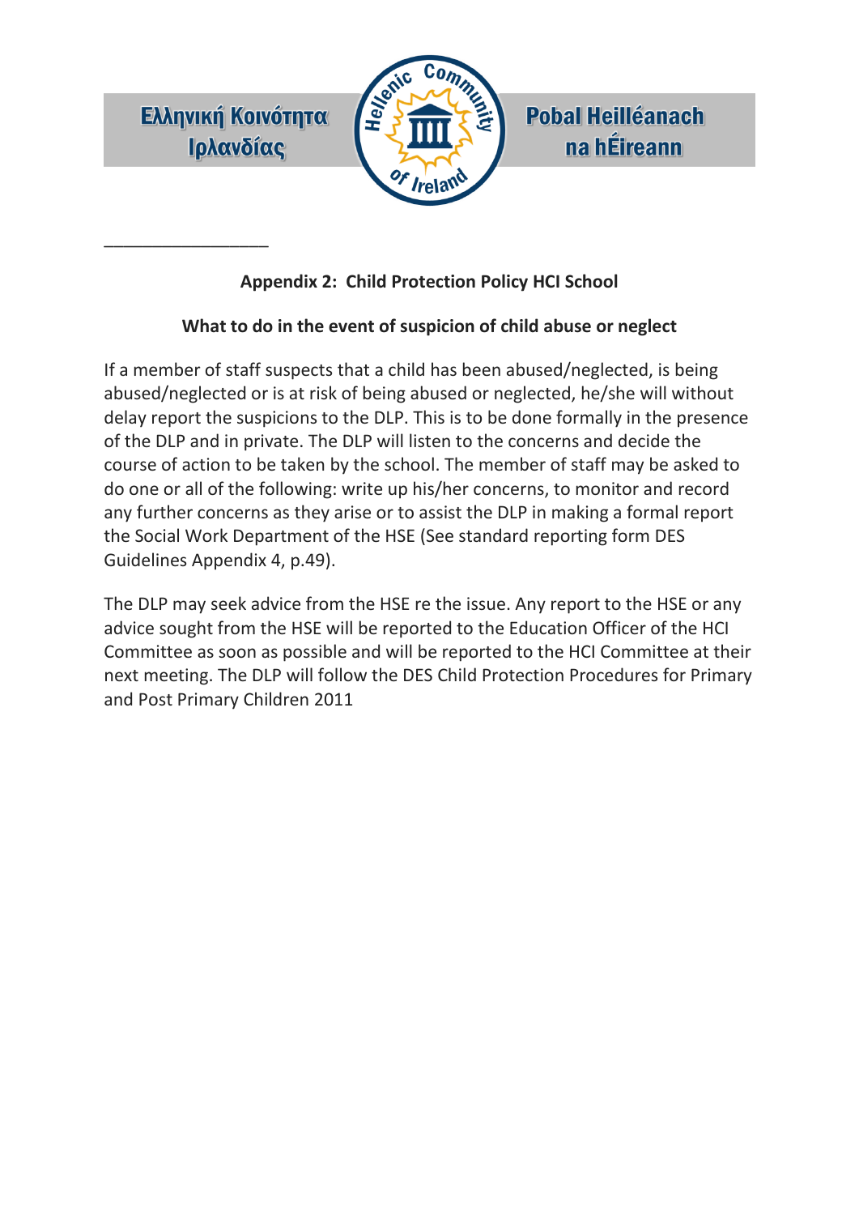## Appendix 2: Child Protection Policy HCI School

### What to do in the event of suspicion of child abuse or neglect

If a member of staff suspects that a child has been abused/neglected, is being abused/neglected or is at risk of being abused or neglected, he/she will without delay report the suspicions to the DLP. This is to be done formally in the presence of the DLP and in private. The DLP will listen to the concerns and decide the course of action to be taken by the school. The member of staff may be asked to do one or all of the following: write up his/her concerns, to monitor and record any further concerns as they arise or to assist the DLP in making a formal report the Social Work Department of the HSE (See standard reporting form DES Guidelines Appendix 4, p.49).

The DLP may seek advice from the HSE re the issue. Any report to the HSE or any advice sought from the HSE will be reported to the Education Officer of the HCI Committee as soon as possible and will be reported to the HCI Committee at their next meeting. The DLP will follow the DES Child Protection Procedures for Primary and Post Primary Children 2011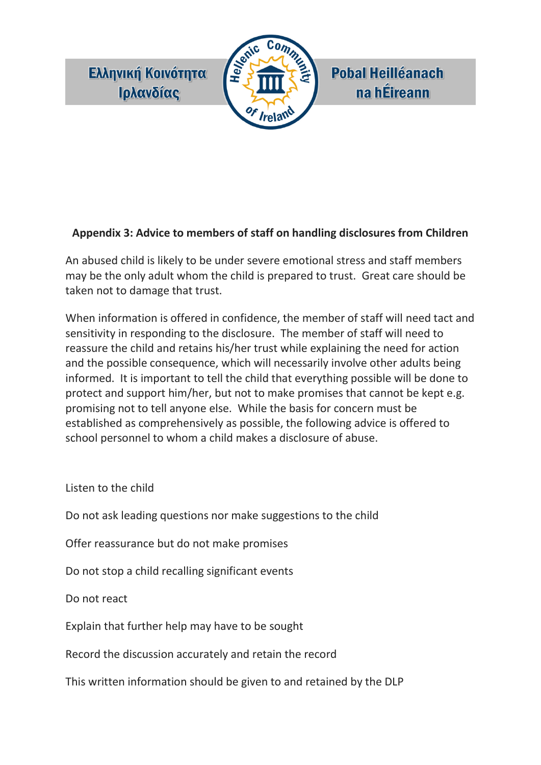### Appendix 3: Advice to members of staff on handling disclosures from Children

An abused child is likely to be under severe emotional stress and staff members may be the only adult whom the child is prepared to trust. Great care should be taken not to damage that trust.

When information is offered in confidence, the member of staff will need tact and sensitivity in responding to the disclosure. The member of staff will need to reassure the child and retains his/her trust while explaining the need for action and the possible consequence, which will necessarily involve other adults being informed. It is important to tell the child that everything possible will be done to protect and support him/her, but not to make promises that cannot be kept e.g. promising not to tell anyone else. While the basis for concern must be established as comprehensively as possible, the following advice is offered to school personnel to whom a child makes a disclosure of abuse.

Listen to the child

Do not ask leading questions nor make suggestions to the child

Offer reassurance but do not make promises

Do not stop a child recalling significant events

Do not react

Explain that further help may have to be sought

Record the discussion accurately and retain the record

This written information should be given to and retained by the DLP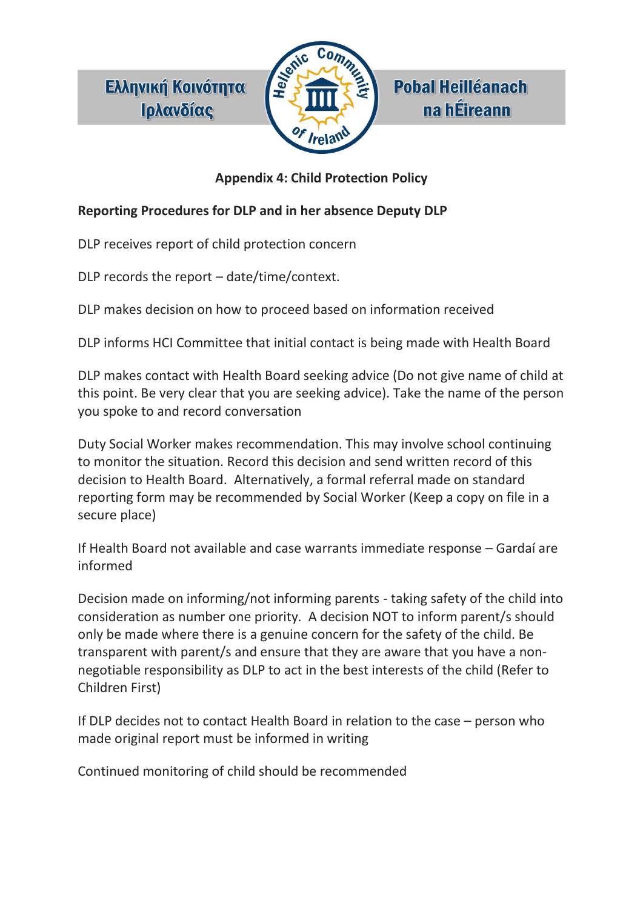Ελληνική Κοινότητα Ιρλανδίας

Pobal Heilléanach na hÉireann

## Appendix 4: Child Protection Policy

**Reporting Procedures for DLP and in her absence Deputy DLP**

DLP receives report of child protection concern

DLP records the report – date/time/context.

DLP makes decision on how to proceed based on information received

DLP informs HCI Committee that initial contact is being made with Health Board

DLP makes contact with Health Board seeking advice (Do not give name of child at this point. Be very clear that you are seeking advice). Take the name of the person you spoke to and record conversation

Duty Social Worker makes recommendation. This may involve school continuing to monitor the situation. Record this decision and send written record of this decision to Health Board. Alternatively, a formal referral made on standard reporting form may be recommended by Social Worker (Keep a copy on file in a secure place)

If Health Board not available and case warrants immediate response – Gardaí are informed

Decision made on informing/not informing parents - taking safety of the child into consideration as number one priority. A decision NOT to inform parent/s should only be made where there is a genuine concern for the safety of the child. Be transparent with parent/s and ensure that they are aware that you have a non-negotiable responsibility as DLP to act in the best interests of the child (Refer to Children First)

If DLP decides not to contact Health Board in relation to the case – person who made original report must be informed in writing

Continued monitoring of child should be recommended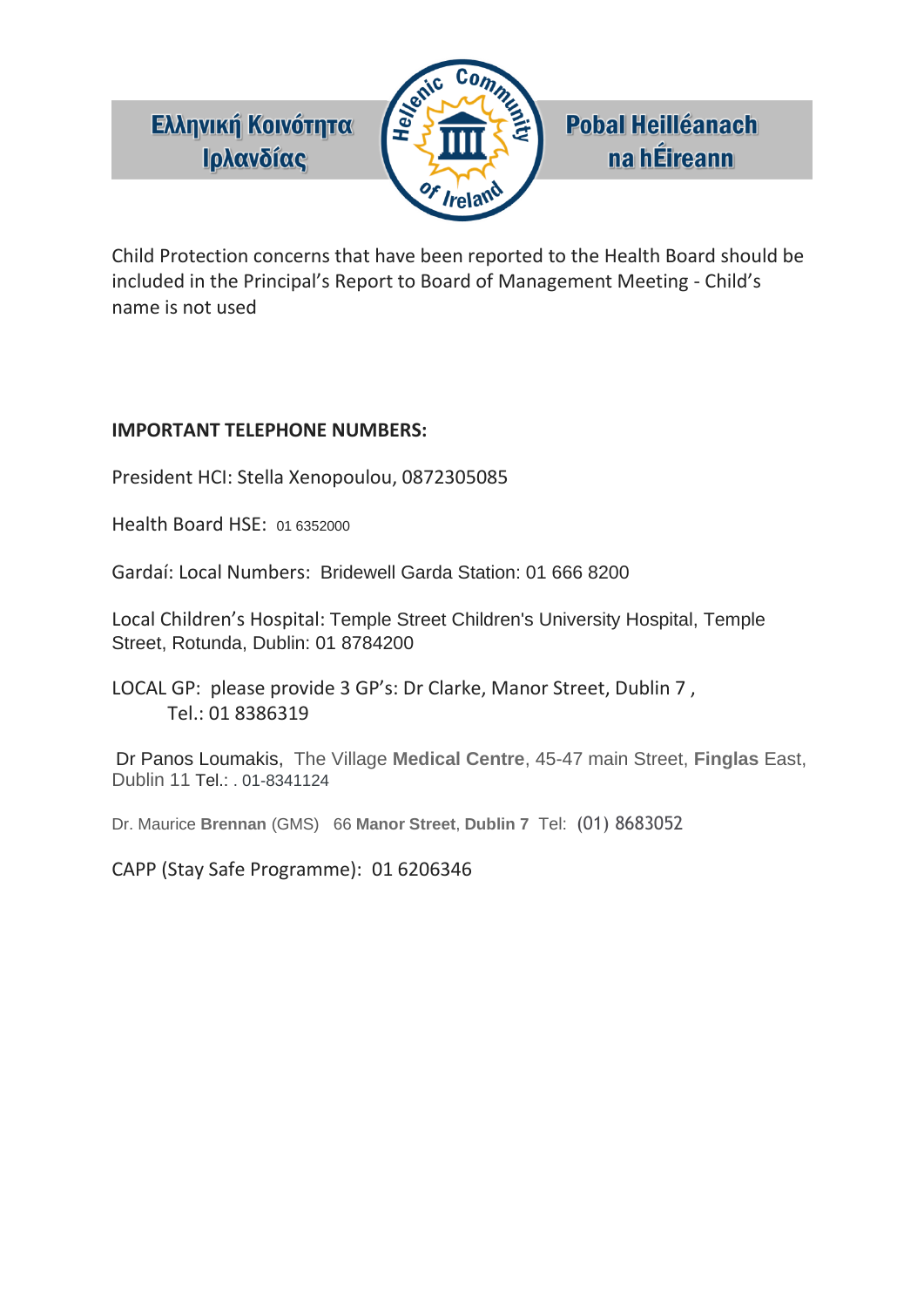Ελληνική Κοινότητα Ιρλανδίας

Pobal Heilléanach na hÉireann

Child Protection concerns that have been reported to the Health Board should be included in the Principal's Report to Board of Management Meeting - Child's name is not used

**IMPORTANT TELEPHONE NUMBERS:**

President HCI: Stella Xenopoulou, 0872305085

Health Board HSE: 01 6352000

Gardaí: Local Numbers: Bridewell Garda Station: 01 666 8200

Local Children's Hospital: Temple Street Children's University Hospital, Temple Street, Rotunda, Dublin: 01 8784200

LOCAL GP: please provide 3 GP's: Dr Clarke, Manor Street, Dublin 7 , Tel.: 01 8386319

Dr Panos Loumakis, The Village **Medical Centre**, 45-47 main Street, **Finglas** East, Dublin 11 Tel.: . 01-8341124

Dr. Maurice **Brennan** (GMS) 66 **Manor Street**, **Dublin 7** Tel: (01) 8683052

CAPP (Stay Safe Programme): 01 6206346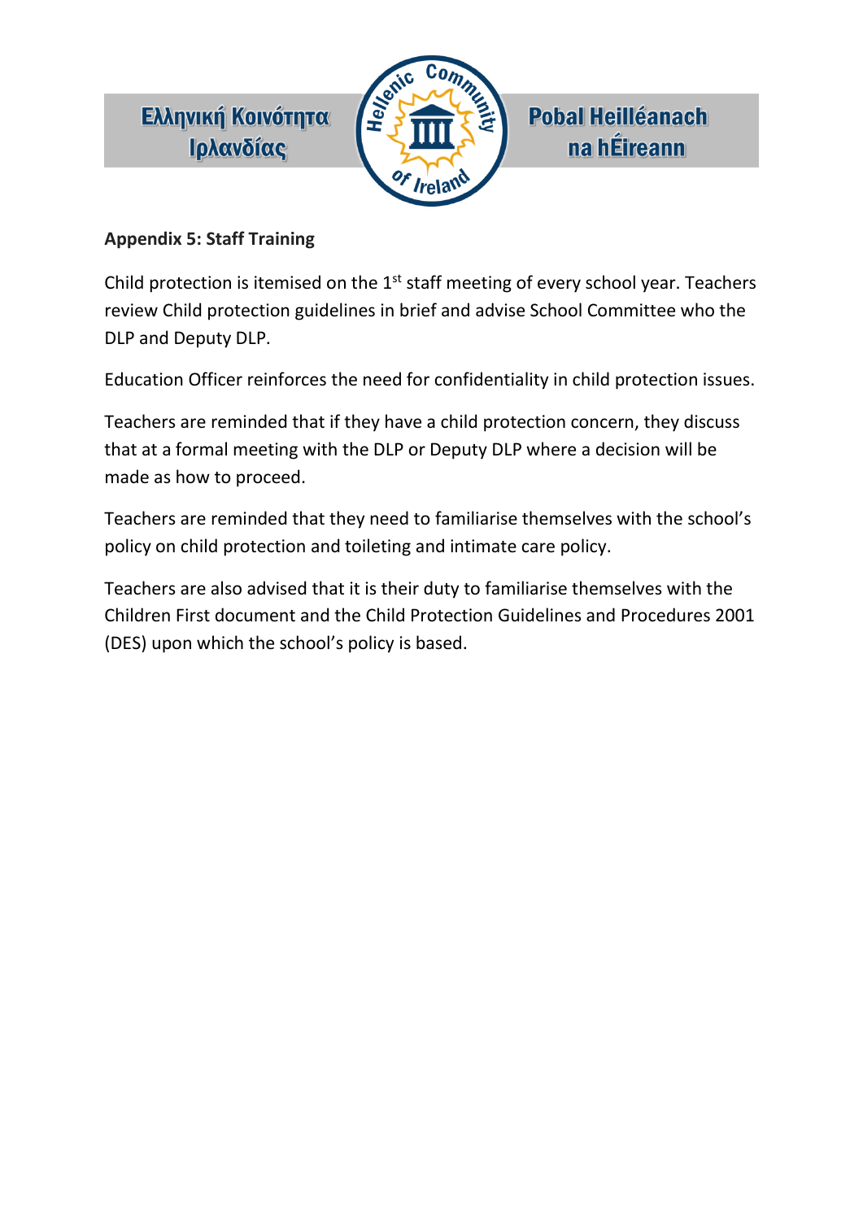**Appendix 5: Staff Training**

Child protection is itemised on the 1st staff meeting of every school year. Teachers review Child protection guidelines in brief and advise School Committee who the DLP and Deputy DLP.

Education Officer reinforces the need for confidentiality in child protection issues.

Teachers are reminded that if they have a child protection concern, they discuss that at a formal meeting with the DLP or Deputy DLP where a decision will be made as how to proceed.

Teachers are reminded that they need to familiarise themselves with the school's policy on child protection and toileting and intimate care policy.

Teachers are also advised that it is their duty to familiarise themselves with the Children First document and the Child Protection Guidelines and Procedures 2001 (DES) upon which the school's policy is based.